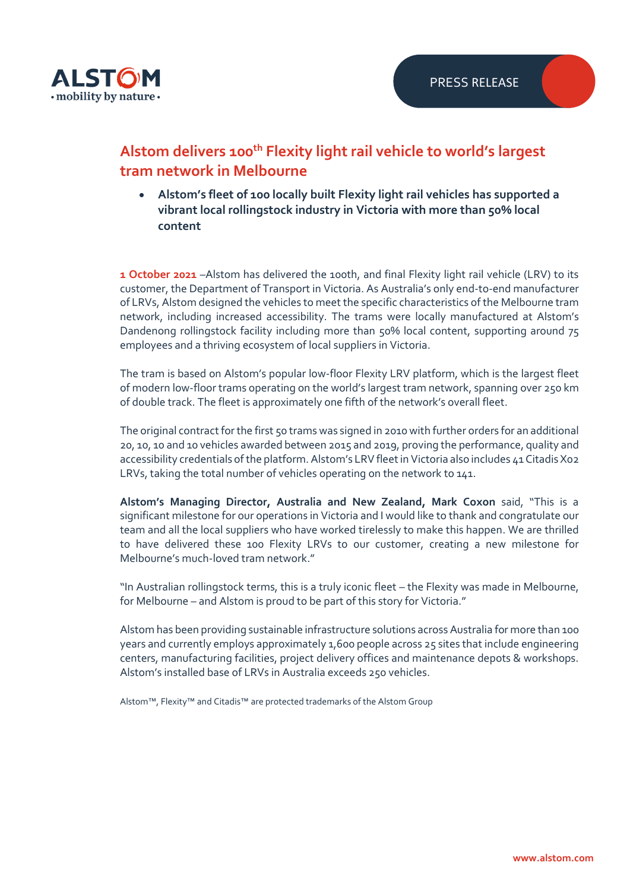# Alstom delivers 100th Flexity light rail vehicle to world's largest tram network in Melbourne

- **Alstom's fleet of 100 locally built Flexity light rail vehicles has supported a vibrant local rollingstock industry in Victoria with more than 50% local content**

**1 October 2021** –Alstom has delivered the 100th, and final Flexity light rail vehicle (LRV) to its customer, the Department of Transport in Victoria. As Australia's only end-to-end manufacturer of LRVs, Alstom designed the vehicles to meet the specific characteristics of the Melbourne tram network, including increased accessibility. The trams were locally manufactured at Alstom's Dandenong rollingstock facility including more than 50% local content, supporting around 75 employees and a thriving ecosystem of local suppliers in Victoria.

The tram is based on Alstom's popular low-floor Flexity LRV platform, which is the largest fleet of modern low-floor trams operating on the world's largest tram network, spanning over 250 km of double track. The fleet is approximately one fifth of the network's overall fleet.

The original contract for the first 50 trams was signed in 2010 with further orders for an additional 20, 10, 10 and 10 vehicles awarded between 2015 and 2019, proving the performance, quality and accessibility credentials of the platform. Alstom's LRV fleet in Victoria also includes 41 Citadis X02 LRVs, taking the total number of vehicles operating on the network to 141.

**Alstom's Managing Director, Australia and New Zealand, Mark Coxon** said, "This is a significant milestone for our operations in Victoria and I would like to thank and congratulate our team and all the local suppliers who have worked tirelessly to make this happen. We are thrilled to have delivered these 100 Flexity LRVs to our customer, creating a new milestone for Melbourne's much-loved tram network."

"In Australian rollingstock terms, this is a truly iconic fleet – the Flexity was made in Melbourne, for Melbourne – and Alstom is proud to be part of this story for Victoria."

Alstom has been providing sustainable infrastructure solutions across Australia for more than 100 years and currently employs approximately 1,600 people across 25 sites that include engineering centers, manufacturing facilities, project delivery offices and maintenance depots & workshops. Alstom's installed base of LRVs in Australia exceeds 250 vehicles.

Alstom™, Flexity™ and Citadis™ are protected trademarks of the Alstom Group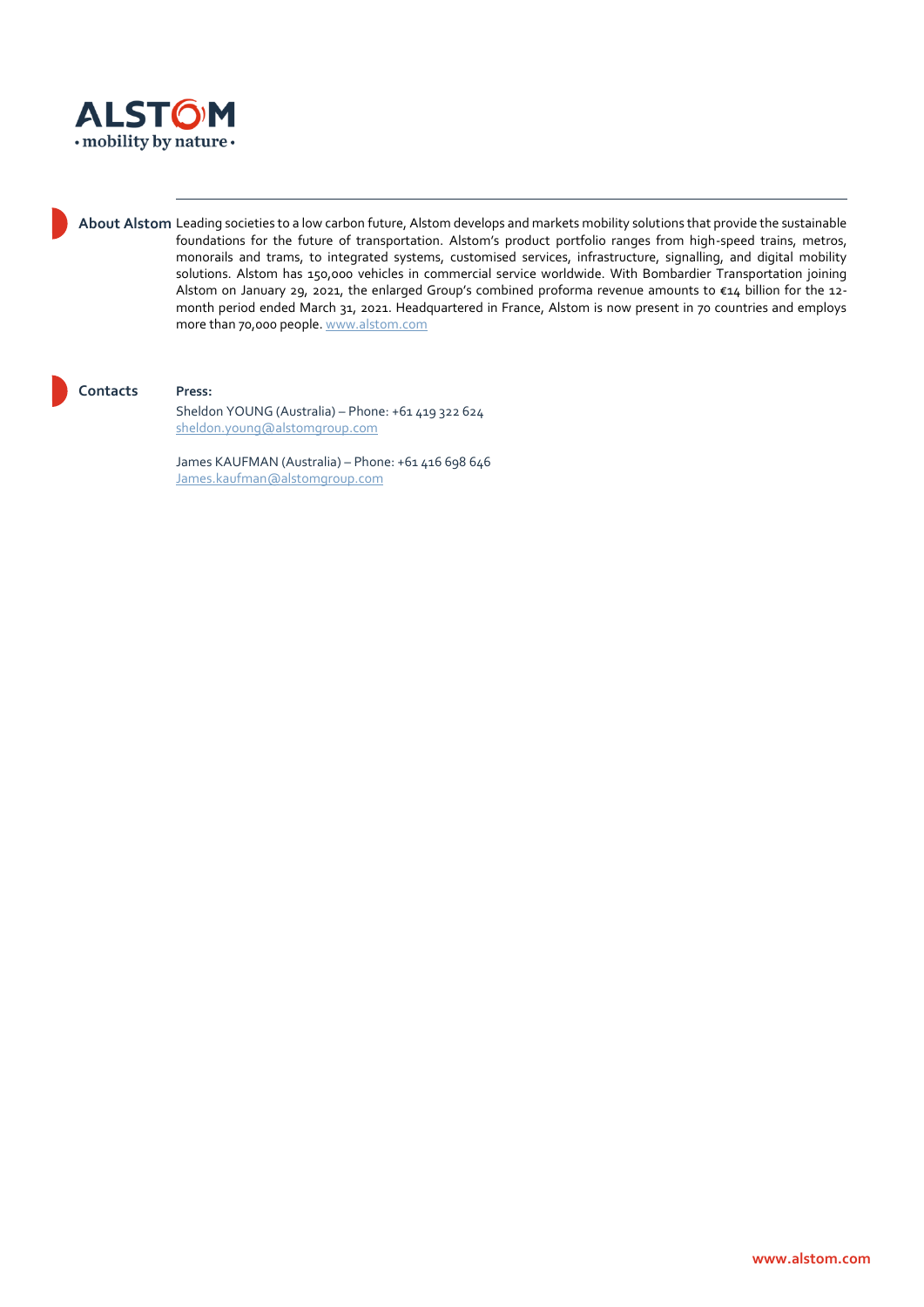**About Alstom** Leading societies to a low carbon future, Alstom develops and markets mobility solutions that provide the sustainable foundations for the future of transportation. Alstom's product portfolio ranges from high-speed trains, metros, monorails and trams, to integrated systems, customised services, infrastructure, signalling, and digital mobility solutions. Alstom has 150,000 vehicles in commercial service worldwide. With Bombardier Transportation joining Alstom on January 29, 2021, the enlarged Group's combined proforma revenue amounts to €14 billion for the 12-month period ended March 31, 2021. Headquartered in France, Alstom is now present in 70 countries and employs more than 70,000 people. www.alstom.com

**Contacts**

**Press:**

Sheldon YOUNG (Australia) – Phone: +61 419 322 624
sheldon.young@alstomgroup.com

James KAUFMAN (Australia) – Phone: +61 416 698 646
James.kaufman@alstomgroup.com